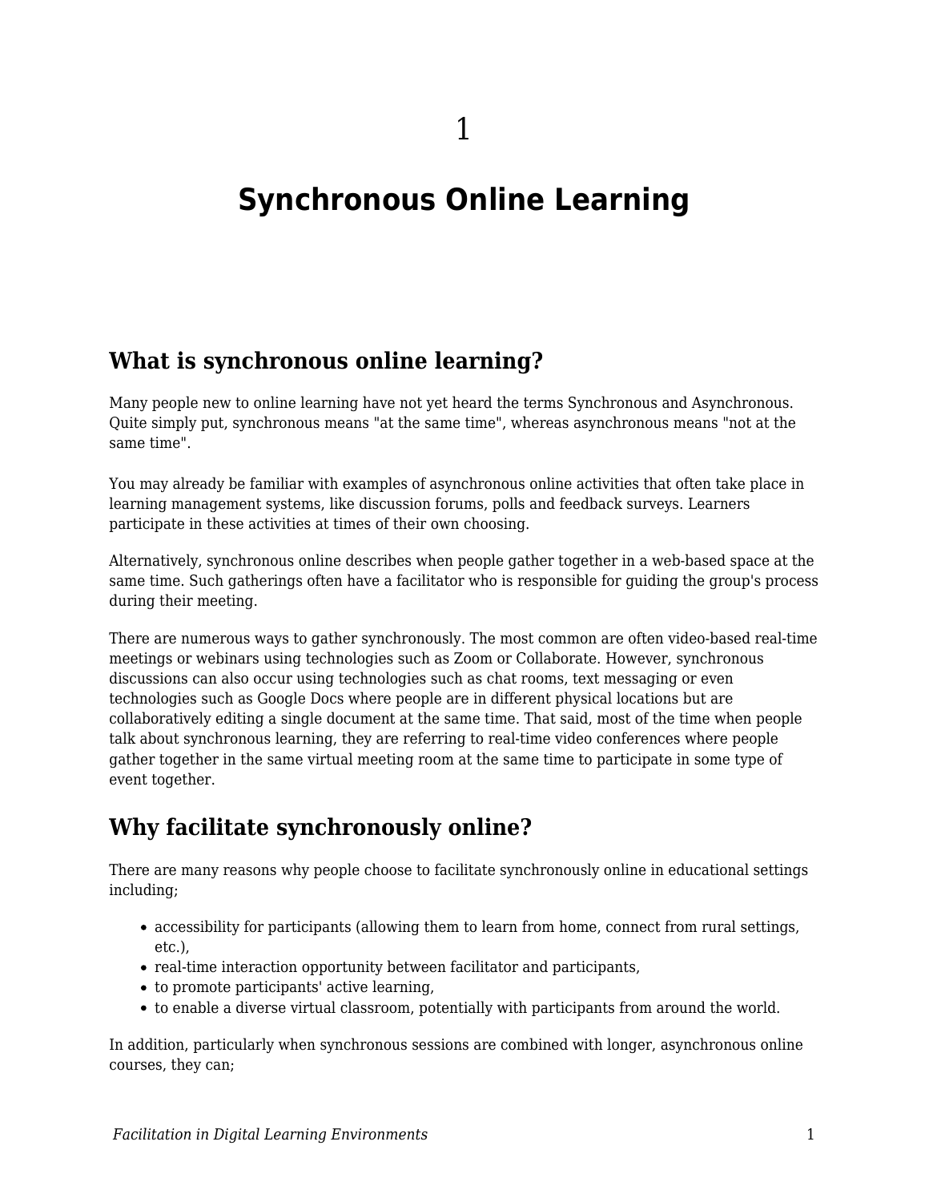# 1

# Synchronous Online Learning

## What is synchronous online learning?

Many people new to online learning have not yet heard the terms Synchronous and Asynchronous. Quite simply put, synchronous means "at the same time", whereas asynchronous means "not at the same time".

You may already be familiar with examples of asynchronous online activities that often take place in learning management systems, like discussion forums, polls and feedback surveys. Learners participate in these activities at times of their own choosing.

Alternatively, synchronous online describes when people gather together in a web-based space at the same time. Such gatherings often have a facilitator who is responsible for guiding the group's process during their meeting.

There are numerous ways to gather synchronously. The most common are often video-based real-time meetings or webinars using technologies such as Zoom or Collaborate. However, synchronous discussions can also occur using technologies such as chat rooms, text messaging or even technologies such as Google Docs where people are in different physical locations but are collaboratively editing a single document at the same time. That said, most of the time when people talk about synchronous learning, they are referring to real-time video conferences where people gather together in the same virtual meeting room at the same time to participate in some type of event together.

## Why facilitate synchronously online?

There are many reasons why people choose to facilitate synchronously online in educational settings including;

- accessibility for participants (allowing them to learn from home, connect from rural settings, etc.),
- real-time interaction opportunity between facilitator and participants,
- to promote participants' active learning,
- to enable a diverse virtual classroom, potentially with participants from around the world.

In addition, particularly when synchronous sessions are combined with longer, asynchronous online courses, they can;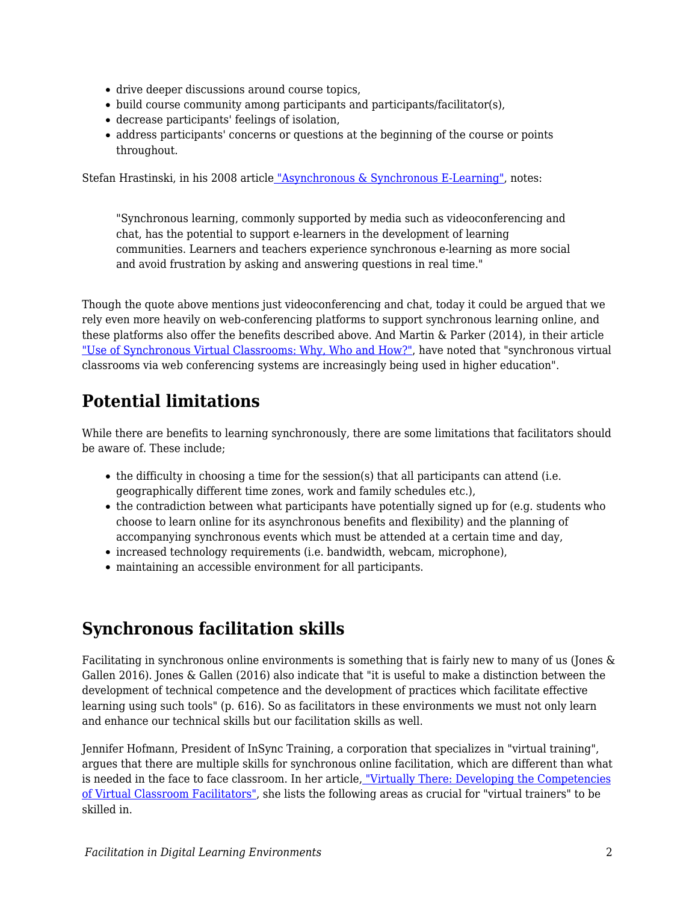- drive deeper discussions around course topics,
- build course community among participants and participants/facilitator(s),
- decrease participants' feelings of isolation,
- address participants' concerns or questions at the beginning of the course or points throughout.

Stefan Hrastinski, in his 2008 article "Asynchronous & Synchronous E-Learning", notes:

> "Synchronous learning, commonly supported by media such as videoconferencing and chat, has the potential to support e-learners in the development of learning communities. Learners and teachers experience synchronous e-learning as more social and avoid frustration by asking and answering questions in real time."

Though the quote above mentions just videoconferencing and chat, today it could be argued that we rely even more heavily on web-conferencing platforms to support synchronous learning online, and these platforms also offer the benefits described above. And Martin & Parker (2014), in their article "Use of Synchronous Virtual Classrooms: Why, Who and How?", have noted that "synchronous virtual classrooms via web conferencing systems are increasingly being used in higher education".

## Potential limitations

While there are benefits to learning synchronously, there are some limitations that facilitators should be aware of. These include;

- the difficulty in choosing a time for the session(s) that all participants can attend (i.e. geographically different time zones, work and family schedules etc.),
- the contradiction between what participants have potentially signed up for (e.g. students who choose to learn online for its asynchronous benefits and flexibility) and the planning of accompanying synchronous events which must be attended at a certain time and day,
- increased technology requirements (i.e. bandwidth, webcam, microphone),
- maintaining an accessible environment for all participants.

## Synchronous facilitation skills

Facilitating in synchronous online environments is something that is fairly new to many of us (Jones & Gallen 2016). Jones & Gallen (2016) also indicate that "it is useful to make a distinction between the development of technical competence and the development of practices which facilitate effective learning using such tools" (p. 616). So as facilitators in these environments we must not only learn and enhance our technical skills but our facilitation skills as well.

Jennifer Hofmann, President of InSync Training, a corporation that specializes in "virtual training", argues that there are multiple skills for synchronous online facilitation, which are different than what is needed in the face to face classroom. In her article, "Virtually There: Developing the Competencies of Virtual Classroom Facilitators", she lists the following areas as crucial for "virtual trainers" to be skilled in.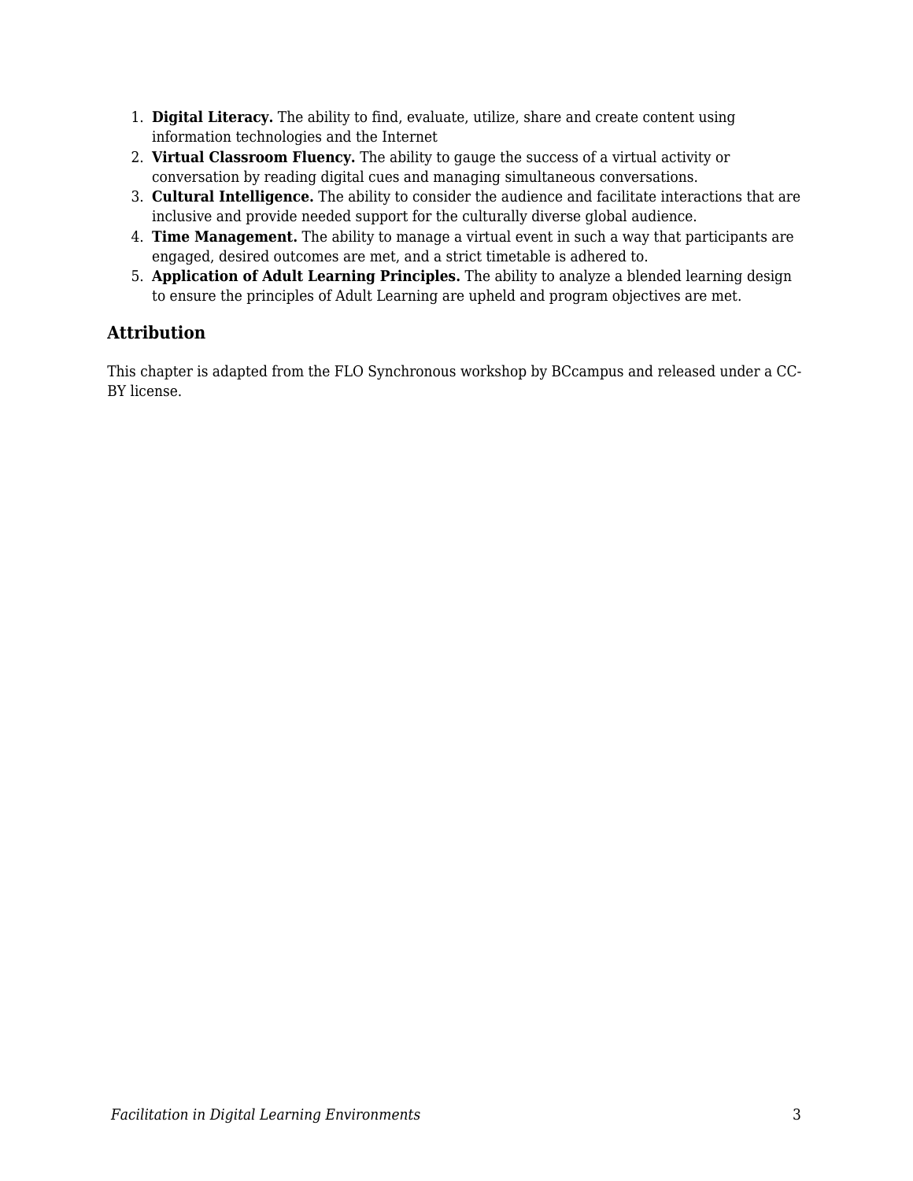1. **Digital Literacy.** The ability to find, evaluate, utilize, share and create content using information technologies and the Internet
2. **Virtual Classroom Fluency.** The ability to gauge the success of a virtual activity or conversation by reading digital cues and managing simultaneous conversations.
3. **Cultural Intelligence.** The ability to consider the audience and facilitate interactions that are inclusive and provide needed support for the culturally diverse global audience.
4. **Time Management.** The ability to manage a virtual event in such a way that participants are engaged, desired outcomes are met, and a strict timetable is adhered to.
5. **Application of Adult Learning Principles.** The ability to analyze a blended learning design to ensure the principles of Adult Learning are upheld and program objectives are met.

### Attribution

This chapter is adapted from the FLO Synchronous workshop by BCcampus and released under a CC-BY license.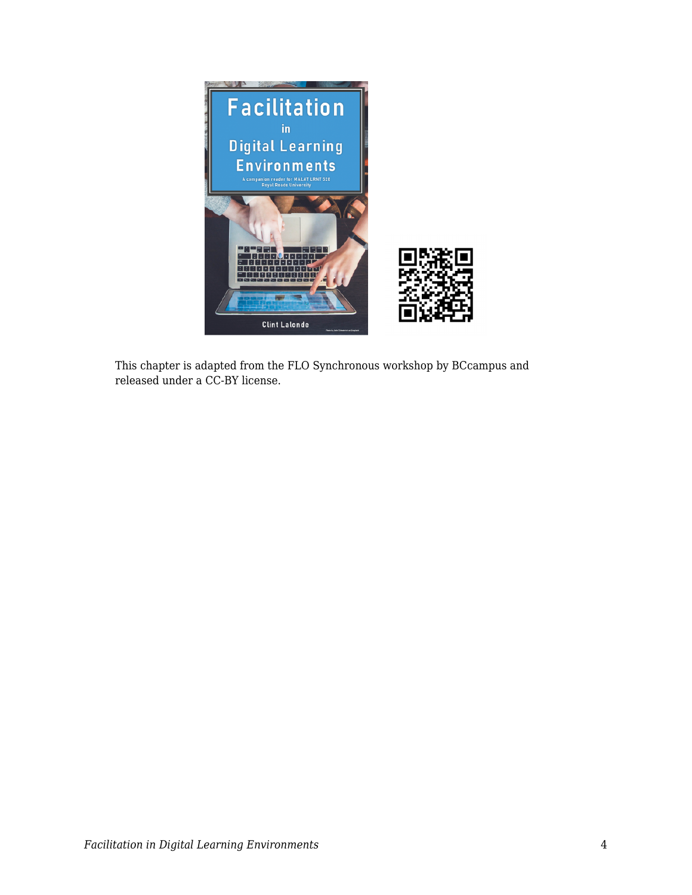This chapter is adapted from the FLO Synchronous workshop by BCcampus and released under a CC-BY license.